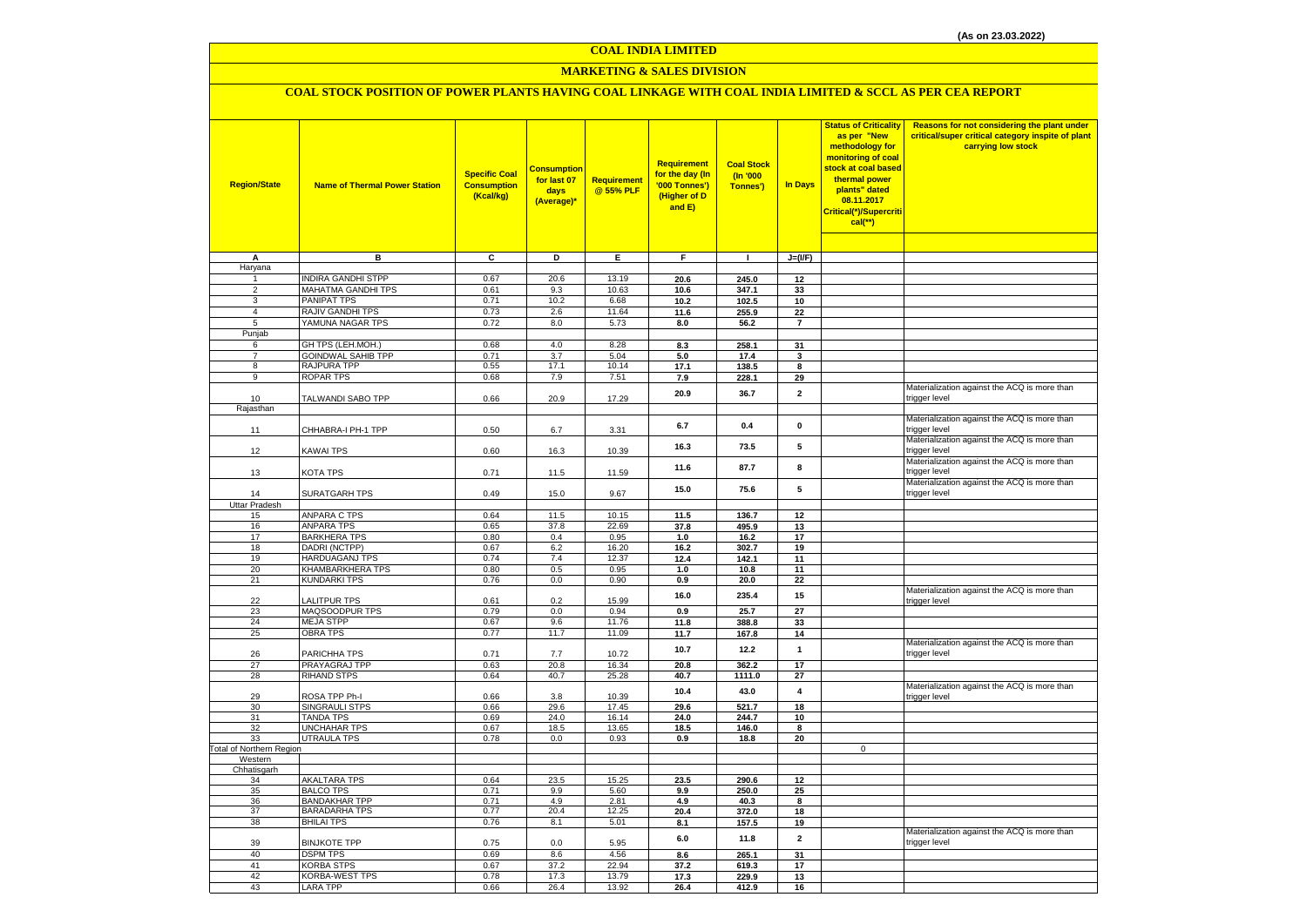(As on 23.03.2022)

# COAL INDIA LIMITED

## MARKETING & SALES DIVISION

### COAL STOCK POSITION OF POWER PLANTS HAVING COAL LINKAGE WITH COAL INDIA LIMITED & SCCL AS PER CEA REPORT

| Region/State | Name of Thermal Power Station | Specific Coal Consumption (Kcal/kg) | Consumption for last 07 days (Average)* | Requirement @ 55% PLF | Requirement for the day (In '000 Tonnes') (Higher of D and E) | Coal Stock (In '000 Tonnes') | In Days | Status of Criticality as per "New methodology for monitoring of coal stock at coal based thermal power plants" dated 08.11.2017 Critical(*)/Supercritical(**) | Reasons for not considering the plant under critical/super critical category inspite of plant carrying low stock |
|---|---|---|---|---|---|---|---|---|---|
| A | B | C | D | E | F | I | J=(I/F) | | |
| Haryana | | | | | | | | | |
| 1 | INDIRA GANDHI STPP | 0.67 | 20.6 | 13.19 | 20.6 | 245.0 | 12 | | |
| 2 | MAHATMA GANDHI TPS | 0.61 | 9.3 | 10.63 | 10.6 | 347.1 | 33 | | |
| 3 | PANIPAT TPS | 0.71 | 10.2 | 6.68 | 10.2 | 102.5 | 10 | | |
| 4 | RAJIV GANDHI TPS | 0.73 | 2.6 | 11.64 | 11.6 | 255.9 | 22 | | |
| 5 | YAMUNA NAGAR TPS | 0.72 | 8.0 | 5.73 | 8.0 | 56.2 | 7 | | |
| Punjab | | | | | | | | | |
| 6 | GH TPS (LEH.MOH.) | 0.68 | 4.0 | 8.28 | 8.3 | 258.1 | 31 | | |
| 7 | GOINDWAL SAHIB TPP | 0.71 | 3.7 | 5.04 | 5.0 | 17.4 | 3 | | |
| 8 | RAJPURA TPP | 0.55 | 17.1 | 10.14 | 17.1 | 138.5 | 8 | | |
| 9 | ROPAR TPS | 0.68 | 7.9 | 7.51 | 7.9 | 228.1 | 29 | | |
| 10 | TALWANDI SABO TPP | 0.66 | 20.9 | 17.29 | 20.9 | 36.7 | 2 | | Materialization against the ACQ is more than trigger level |
| Rajasthan | | | | | | | | | |
| 11 | CHHABRA-I PH-1 TPP | 0.50 | 6.7 | 3.31 | 6.7 | 0.4 | 0 | | Materialization against the ACQ is more than trigger level |
| 12 | KAWAI TPS | 0.60 | 16.3 | 10.39 | 16.3 | 73.5 | 5 | | Materialization against the ACQ is more than trigger level |
| 13 | KOTA TPS | 0.71 | 11.5 | 11.59 | 11.6 | 87.7 | 8 | | Materialization against the ACQ is more than trigger level |
| 14 | SURATGARH TPS | 0.49 | 15.0 | 9.67 | 15.0 | 75.6 | 5 | | Materialization against the ACQ is more than trigger level |
| Uttar Pradesh | | | | | | | | | |
| 15 | ANPARA C TPS | 0.64 | 11.5 | 10.15 | 11.5 | 136.7 | 12 | | |
| 16 | ANPARA TPS | 0.65 | 37.8 | 22.69 | 37.8 | 495.9 | 13 | | |
| 17 | BARKHERA TPS | 0.80 | 0.4 | 0.95 | 1.0 | 16.2 | 17 | | |
| 18 | DADRI (NCTPP) | 0.67 | 6.2 | 16.20 | 16.2 | 302.7 | 19 | | |
| 19 | HARDUAGANJ TPS | 0.74 | 7.4 | 12.37 | 12.4 | 142.1 | 11 | | |
| 20 | KHAMBARKHERA TPS | 0.80 | 0.5 | 0.95 | 1.0 | 10.8 | 11 | | |
| 21 | KUNDARKI TPS | 0.76 | 0.0 | 0.90 | 0.9 | 20.0 | 22 | | |
| 22 | LALITPUR TPS | 0.61 | 0.2 | 15.99 | 16.0 | 235.4 | 15 | | Materialization against the ACQ is more than trigger level |
| 23 | MAQSOODPUR TPS | 0.79 | 0.0 | 0.94 | 0.9 | 25.7 | 27 | | |
| 24 | MEJA STPP | 0.67 | 9.6 | 11.76 | 11.8 | 388.8 | 33 | | |
| 25 | OBRA TPS | 0.77 | 11.7 | 11.09 | 11.7 | 167.8 | 14 | | |
| 26 | PARICHHA TPS | 0.71 | 7.7 | 10.72 | 10.7 | 12.2 | 1 | | Materialization against the ACQ is more than trigger level |
| 27 | PRAYAGRAJ TPP | 0.63 | 20.8 | 16.34 | 20.8 | 362.2 | 17 | | |
| 28 | RIHAND STPS | 0.64 | 40.7 | 25.28 | 40.7 | 1111.0 | 27 | | |
| 29 | ROSA TPP Ph-I | 0.66 | 3.8 | 10.39 | 10.4 | 43.0 | 4 | | Materialization against the ACQ is more than trigger level |
| 30 | SINGRAULI STPS | 0.66 | 29.6 | 17.45 | 29.6 | 521.7 | 18 | | |
| 31 | TANDA TPS | 0.69 | 24.0 | 16.14 | 24.0 | 244.7 | 10 | | |
| 32 | UNCHAHAR TPS | 0.67 | 18.5 | 13.65 | 18.5 | 146.0 | 8 | | |
| 33 | UTRAULA TPS | 0.78 | 0.0 | 0.93 | 0.9 | 18.8 | 20 | | |
| Total of Northern Region | | | | | | | | 0 | |
| Western | | | | | | | | | |
| Chhatisgarh | | | | | | | | | |
| 34 | AKALTARA TPS | 0.64 | 23.5 | 15.25 | 23.5 | 290.6 | 12 | | |
| 35 | BALCO TPS | 0.71 | 9.9 | 5.60 | 9.9 | 250.0 | 25 | | |
| 36 | BANDAKHAR TPP | 0.71 | 4.9 | 2.81 | 4.9 | 40.3 | 8 | | |
| 37 | BARADARHA TPS | 0.77 | 20.4 | 12.25 | 20.4 | 372.0 | 18 | | |
| 38 | BHILAI TPS | 0.76 | 8.1 | 5.01 | 8.1 | 157.5 | 19 | | |
| 39 | BINJKOTE TPP | 0.75 | 0.0 | 5.95 | 6.0 | 11.8 | 2 | | Materialization against the ACQ is more than trigger level |
| 40 | DSPM TPS | 0.69 | 8.6 | 4.56 | 8.6 | 265.1 | 31 | | |
| 41 | KORBA STPS | 0.67 | 37.2 | 22.94 | 37.2 | 619.3 | 17 | | |
| 42 | KORBA-WEST TPS | 0.78 | 17.3 | 13.79 | 17.3 | 229.9 | 13 | | |
| 43 | LARA TPP | 0.66 | 26.4 | 13.92 | 26.4 | 412.9 | 16 | | |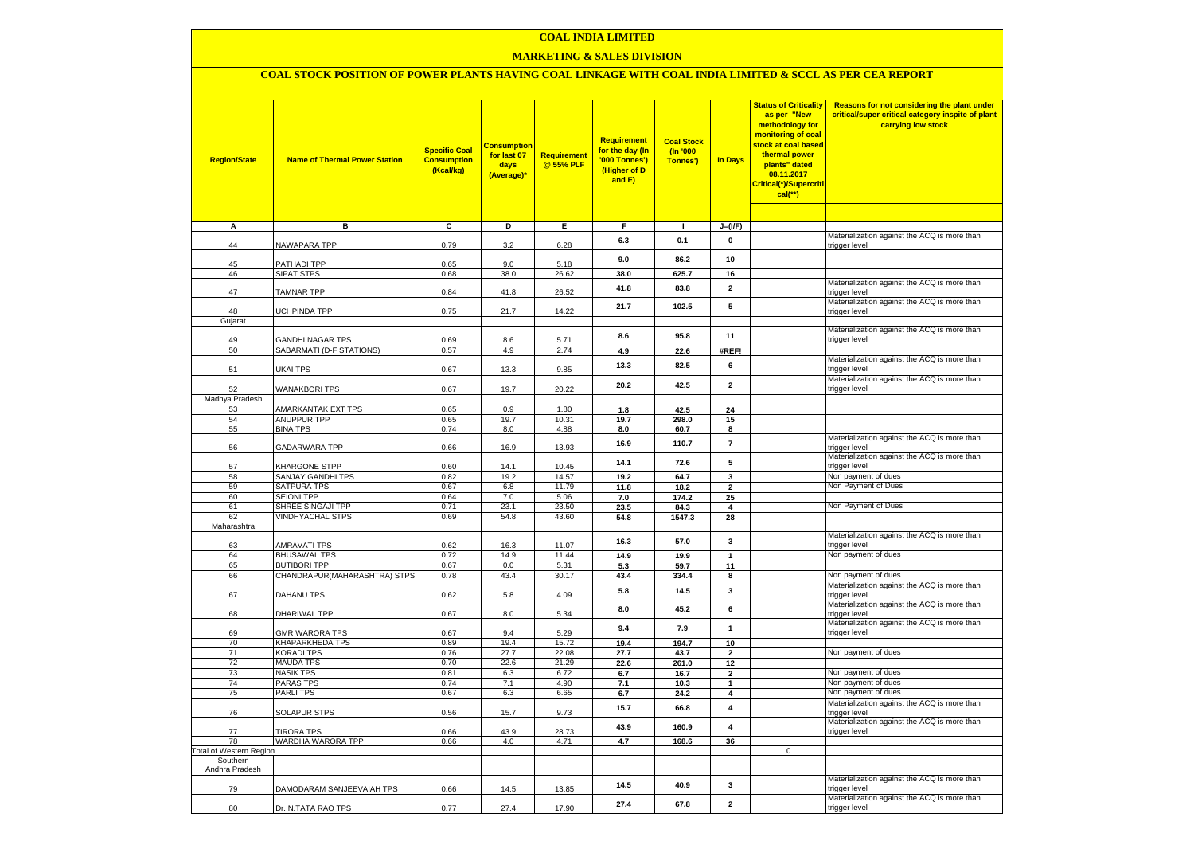# COAL INDIA LIMITED

## MARKETING & SALES DIVISION

### COAL STOCK POSITION OF POWER PLANTS HAVING COAL LINKAGE WITH COAL INDIA LIMITED & SCCL AS PER CEA REPORT

| Region/State | Name of Thermal Power Station | Specific Coal Consumption (Kcal/kg) | Consumption for last 07 days (Average)* | Requirement @ 55% PLF | Requirement for the day (In '000 Tonnes') (Higher of D and E) | Coal Stock (In '000 Tonnes') | In Days | Status of Criticality as per "New methodology for monitoring of coal stock at coal based thermal power plants" dated 08.11.2017 Critical(*)/Supercritical(**) | Reasons for not considering the plant under critical/super critical category inspite of plant carrying low stock |
|---|---|---|---|---|---|---|---|---|---|
| A | B | C | D | E | F | I | J=(I/F) | | |
| 44 | NAWAPARA TPP | 0.79 | 3.2 | 6.28 | 6.3 | 0.1 | 0 | | Materialization against the ACQ is more than trigger level |
| 45 | PATHADI TPP | 0.65 | 9.0 | 5.18 | 9.0 | 86.2 | 10 | | |
| 46 | SIPAT STPS | 0.68 | 38.0 | 26.62 | 38.0 | 625.7 | 16 | | |
| 47 | TAMNAR TPP | 0.84 | 41.8 | 26.52 | 41.8 | 83.8 | 2 | | Materialization against the ACQ is more than trigger level |
| 48 | UCHPINDA TPP | 0.75 | 21.7 | 14.22 | 21.7 | 102.5 | 5 | | Materialization against the ACQ is more than trigger level |
| Gujarat | | | | | | | | | |
| 49 | GANDHI NAGAR TPS | 0.69 | 8.6 | 5.71 | 8.6 | 95.8 | 11 | | Materialization against the ACQ is more than trigger level |
| 50 | SABARMATI (D-F STATIONS) | 0.57 | 4.9 | 2.74 | 4.9 | 22.6 | #REF! | | |
| 51 | UKAI TPS | 0.67 | 13.3 | 9.85 | 13.3 | 82.5 | 6 | | Materialization against the ACQ is more than trigger level |
| 52 | WANAKBORI TPS | 0.67 | 19.7 | 20.22 | 20.2 | 42.5 | 2 | | Materialization against the ACQ is more than trigger level |
| Madhya Pradesh | | | | | | | | | |
| 53 | AMARKANTAK EXT TPS | 0.65 | 0.9 | 1.80 | 1.8 | 42.5 | 24 | | |
| 54 | ANUPPUR TPP | 0.65 | 19.7 | 10.31 | 19.7 | 298.0 | 15 | | |
| 55 | BINA TPS | 0.74 | 8.0 | 4.88 | 8.0 | 60.7 | 8 | | |
| 56 | GADARWARA TPP | 0.66 | 16.9 | 13.93 | 16.9 | 110.7 | 7 | | Materialization against the ACQ is more than trigger level |
| 57 | KHARGONE STPP | 0.60 | 14.1 | 10.45 | 14.1 | 72.6 | 5 | | Materialization against the ACQ is more than trigger level |
| 58 | SANJAY GANDHI TPS | 0.82 | 19.2 | 14.57 | 19.2 | 64.7 | 3 | | Non payment of dues |
| 59 | SATPURA TPS | 0.67 | 6.8 | 11.79 | 11.8 | 18.2 | 2 | | Non Payment of Dues |
| 60 | SEIONI TPP | 0.64 | 7.0 | 5.06 | 7.0 | 174.2 | 25 | | |
| 61 | SHREE SINGAJI TPP | 0.71 | 23.1 | 23.50 | 23.5 | 84.3 | 4 | | Non Payment of Dues |
| 62 | VINDHYACHAL STPS | 0.69 | 54.8 | 43.60 | 54.8 | 1547.3 | 28 | | |
| Maharashtra | | | | | | | | | |
| 63 | AMRAVATI TPS | 0.62 | 16.3 | 11.07 | 16.3 | 57.0 | 3 | | Materialization against the ACQ is more than trigger level |
| 64 | BHUSAWAL TPS | 0.72 | 14.9 | 11.44 | 14.9 | 19.9 | 1 | | Non payment of dues |
| 65 | BUTIBORI TPP | 0.67 | 0.0 | 5.31 | 5.3 | 59.7 | 11 | | |
| 66 | CHANDRAPUR(MAHARASHTRA) STPS | 0.78 | 43.4 | 30.17 | 43.4 | 334.4 | 8 | | Non payment of dues |
| 67 | DAHANU TPS | 0.62 | 5.8 | 4.09 | 5.8 | 14.5 | 3 | | Materialization against the ACQ is more than trigger level |
| 68 | DHARIWAL TPP | 0.67 | 8.0 | 5.34 | 8.0 | 45.2 | 6 | | Materialization against the ACQ is more than trigger level |
| 69 | GMR WARORA TPS | 0.67 | 9.4 | 5.29 | 9.4 | 7.9 | 1 | | Materialization against the ACQ is more than trigger level |
| 70 | KHAPARKHEDA TPS | 0.89 | 19.4 | 15.72 | 19.4 | 194.7 | 10 | | |
| 71 | KORADI TPS | 0.76 | 27.7 | 22.08 | 27.7 | 43.7 | 2 | | Non payment of dues |
| 72 | MAUDA TPS | 0.70 | 22.6 | 21.29 | 22.6 | 261.0 | 12 | | |
| 73 | NASIK TPS | 0.81 | 6.3 | 6.72 | 6.7 | 16.7 | 2 | | Non payment of dues |
| 74 | PARAS TPS | 0.74 | 7.1 | 4.90 | 7.1 | 10.3 | 1 | | Non payment of dues |
| 75 | PARLI TPS | 0.67 | 6.3 | 6.65 | 6.7 | 24.2 | 4 | | Non payment of dues |
| 76 | SOLAPUR STPS | 0.56 | 15.7 | 9.73 | 15.7 | 66.8 | 4 | | Materialization against the ACQ is more than trigger level |
| 77 | TIRORA TPS | 0.66 | 43.9 | 28.73 | 43.9 | 160.9 | 4 | | Materialization against the ACQ is more than trigger level |
| 78 | WARDHA WARORA TPP | 0.66 | 4.0 | 4.71 | 4.7 | 168.6 | 36 | | |
| Total of Western Region | | | | | | | | 0 | |
| Southern | | | | | | | | | |
| Andhra Pradesh | | | | | | | | | |
| 79 | DAMODARAM SANJEEVAIAH TPS | 0.66 | 14.5 | 13.85 | 14.5 | 40.9 | 3 | | Materialization against the ACQ is more than trigger level |
| 80 | Dr. N.TATA RAO TPS | 0.77 | 27.4 | 17.90 | 27.4 | 67.8 | 2 | | Materialization against the ACQ is more than trigger level |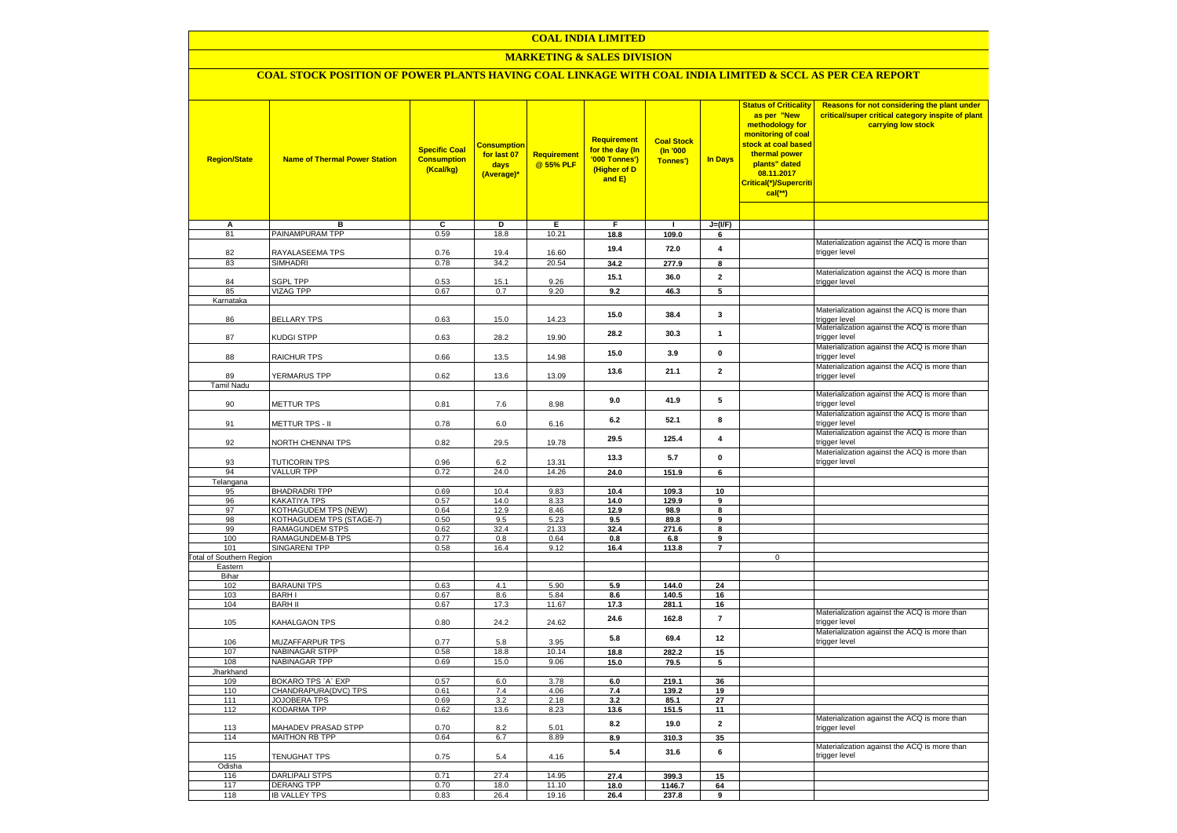# COAL INDIA LIMITED

## MARKETING & SALES DIVISION

### COAL STOCK POSITION OF POWER PLANTS HAVING COAL LINKAGE WITH COAL INDIA LIMITED & SCCL AS PER CEA REPORT

| Region/State | Name of Thermal Power Station | Specific Coal Consumption (Kcal/kg) | Consumption for last 07 days (Average)* | Requirement @ 55% PLF | Requirement for the day (In '000 Tonnes') (Higher of D and E) | Coal Stock (In '000 Tonnes') | In Days | Status of Criticality as per "New methodology for monitoring of coal stock at coal based thermal power plants" dated 08.11.2017 Critical(*)/Supercritical(**) | Reasons for not considering the plant under critical/super critical category inspite of plant carrying low stock |
|---|---|---|---|---|---|---|---|---|---|
| A | B | C | D | E | F | I | J=(I/F) | | |
| 81 | PAINAMPURAM TPP | 0.59 | 18.8 | 10.21 | 18.8 | 109.0 | 6 | | |
| 82 | RAYALASEEMA TPS | 0.76 | 19.4 | 16.60 | 19.4 | 72.0 | 4 | | Materialization against the ACQ is more than trigger level |
| 83 | SIMHADRI | 0.78 | 34.2 | 20.54 | 34.2 | 277.9 | 8 | | |
| 84 | SGPL TPP | 0.53 | 15.1 | 9.26 | 15.1 | 36.0 | 2 | | Materialization against the ACQ is more than trigger level |
| 85 | VIZAG TPP | 0.67 | 0.7 | 9.20 | 9.2 | 46.3 | 5 | | |
| Karnataka | | | | | | | | | |
| 86 | BELLARY TPS | 0.63 | 15.0 | 14.23 | 15.0 | 38.4 | 3 | | Materialization against the ACQ is more than trigger level |
| 87 | KUDGI STPP | 0.63 | 28.2 | 19.90 | 28.2 | 30.3 | 1 | | Materialization against the ACQ is more than trigger level |
| 88 | RAICHUR TPS | 0.66 | 13.5 | 14.98 | 15.0 | 3.9 | 0 | | Materialization against the ACQ is more than trigger level |
| 89 | YERMARUS TPP | 0.62 | 13.6 | 13.09 | 13.6 | 21.1 | 2 | | Materialization against the ACQ is more than trigger level |
| Tamil Nadu | | | | | | | | | |
| 90 | METTUR TPS | 0.81 | 7.6 | 8.98 | 9.0 | 41.9 | 5 | | Materialization against the ACQ is more than trigger level |
| 91 | METTUR TPS - II | 0.78 | 6.0 | 6.16 | 6.2 | 52.1 | 8 | | Materialization against the ACQ is more than trigger level |
| 92 | NORTH CHENNAI TPS | 0.82 | 29.5 | 19.78 | 29.5 | 125.4 | 4 | | Materialization against the ACQ is more than trigger level |
| 93 | TUTICORIN TPS | 0.96 | 6.2 | 13.31 | 13.3 | 5.7 | 0 | | Materialization against the ACQ is more than trigger level |
| 94 | VALLUR TPP | 0.72 | 24.0 | 14.26 | 24.0 | 151.9 | 6 | | |
| Telangana | | | | | | | | | |
| 95 | BHADRADRI TPP | 0.69 | 10.4 | 9.83 | 10.4 | 109.3 | 10 | | |
| 96 | KAKATIYA TPS | 0.57 | 14.0 | 8.33 | 14.0 | 129.9 | 9 | | |
| 97 | KOTHAGUDEM TPS (NEW) | 0.64 | 12.9 | 8.46 | 12.9 | 98.9 | 8 | | |
| 98 | KOTHAGUDEM TPS (STAGE-7) | 0.50 | 9.5 | 5.23 | 9.5 | 89.8 | 9 | | |
| 99 | RAMAGUNDEM STPS | 0.62 | 32.4 | 21.33 | 32.4 | 271.6 | 8 | | |
| 100 | RAMAGUNDEM-B TPS | 0.77 | 0.8 | 0.64 | 0.8 | 6.8 | 9 | | |
| 101 | SINGARENI TPP | 0.58 | 16.4 | 9.12 | 16.4 | 113.8 | 7 | | |
| Total of Southern Region | | | | | | | | 0 | |
| Eastern | | | | | | | | | |
| Bihar | | | | | | | | | |
| 102 | BARAUNI TPS | 0.63 | 4.1 | 5.90 | 5.9 | 144.0 | 24 | | |
| 103 | BARH I | 0.67 | 8.6 | 5.84 | 8.6 | 140.5 | 16 | | |
| 104 | BARH II | 0.67 | 17.3 | 11.67 | 17.3 | 281.1 | 16 | | |
| 105 | KAHALGAON TPS | 0.80 | 24.2 | 24.62 | 24.6 | 162.8 | 7 | | Materialization against the ACQ is more than trigger level |
| 106 | MUZAFFARPUR TPS | 0.77 | 5.8 | 3.95 | 5.8 | 69.4 | 12 | | Materialization against the ACQ is more than trigger level |
| 107 | NABINAGAR STPP | 0.58 | 18.8 | 10.14 | 18.8 | 282.2 | 15 | | |
| 108 | NABINAGAR TPP | 0.69 | 15.0 | 9.06 | 15.0 | 79.5 | 5 | | |
| Jharkhand | | | | | | | | | |
| 109 | BOKARO TPS `A` EXP | 0.57 | 6.0 | 3.78 | 6.0 | 219.1 | 36 | | |
| 110 | CHANDRAPURA(DVC) TPS | 0.61 | 7.4 | 4.06 | 7.4 | 139.2 | 19 | | |
| 111 | JOJOBERA TPS | 0.69 | 3.2 | 2.18 | 3.2 | 85.1 | 27 | | |
| 112 | KODARMA TPP | 0.62 | 13.6 | 8.23 | 13.6 | 151.5 | 11 | | |
| 113 | MAHADEV PRASAD STPP | 0.70 | 8.2 | 5.01 | 8.2 | 19.0 | 2 | | Materialization against the ACQ is more than trigger level |
| 114 | MAITHON RB TPP | 0.64 | 6.7 | 8.89 | 8.9 | 310.3 | 35 | | |
| 115 | TENUGHAT TPS | 0.75 | 5.4 | 4.16 | 5.4 | 31.6 | 6 | | Materialization against the ACQ is more than trigger level |
| Odisha | | | | | | | | | |
| 116 | DARLIPALI STPS | 0.71 | 27.4 | 14.95 | 27.4 | 399.3 | 15 | | |
| 117 | DERANG TPP | 0.70 | 18.0 | 11.10 | 18.0 | 1146.7 | 64 | | |
| 118 | IB VALLEY TPS | 0.83 | 26.4 | 19.16 | 26.4 | 237.8 | 9 | | |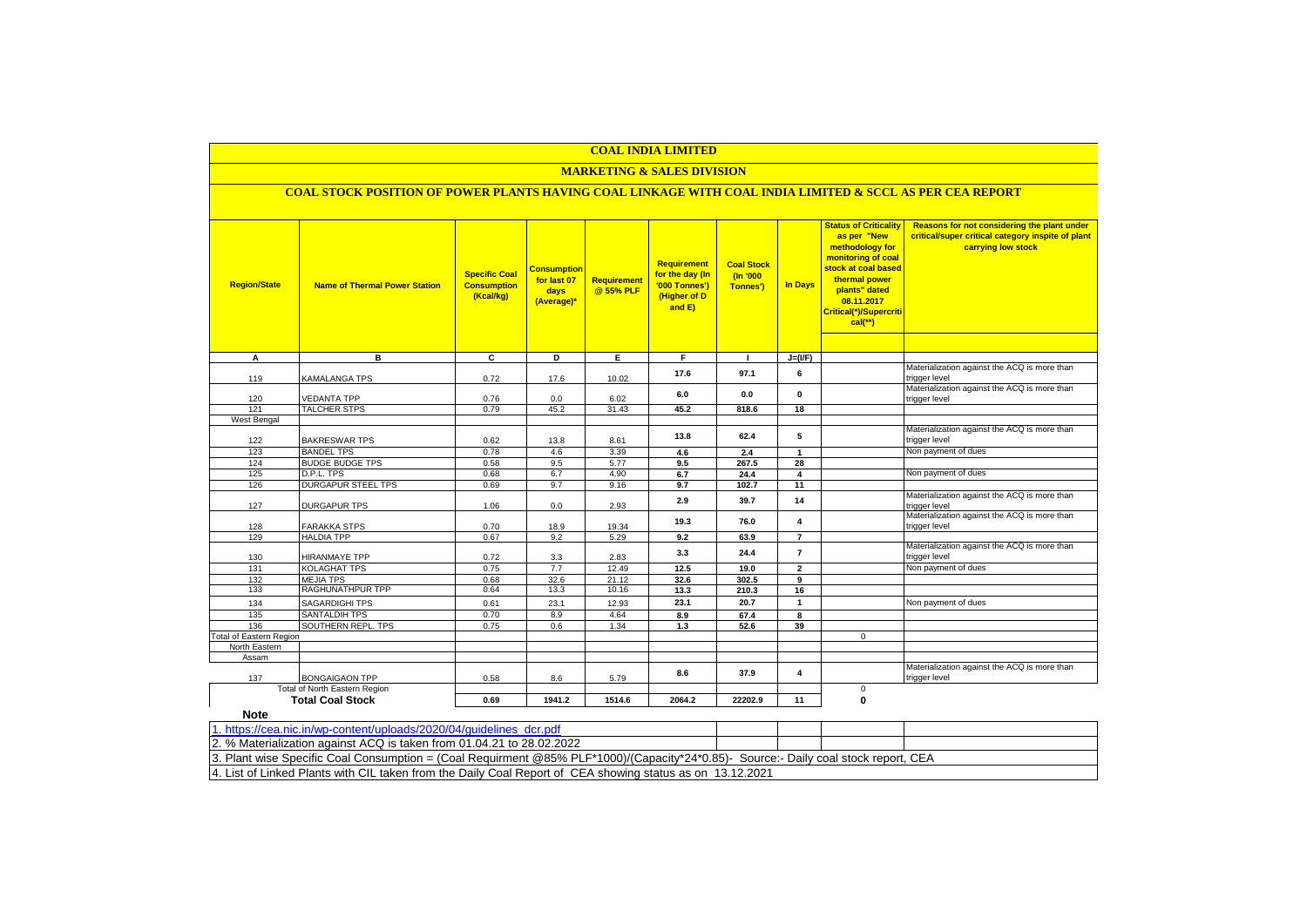# COAL INDIA LIMITED

## MARKETING & SALES DIVISION

### COAL STOCK POSITION OF POWER PLANTS HAVING COAL LINKAGE WITH COAL INDIA LIMITED & SCCL AS PER CEA REPORT

| Region/State | Name of Thermal Power Station | Specific Coal Consumption (Kcal/kg) | Consumption for last 07 days (Average)* | Requirement @ 55% PLF | Requirement for the day (In '000 Tonnes') (Higher of D and E) | Coal Stock (In '000 Tonnes') | In Days | Status of Criticality as per "New methodology for monitoring of coal stock at coal based thermal power plants" dated 08.11.2017 Critical(*)/Supercritical(**) | Reasons for not considering the plant under critical/super critical category inspite of plant carrying low stock |
|---|---|---|---|---|---|---|---|---|---|
| A | B | C | D | E | F | I | J=(I/F) | | |
| 119 | KAMALANGA TPS | 0.72 | 17.6 | 10.02 | 17.6 | 97.1 | 6 | | Materialization against the ACQ is more than trigger level |
| 120 | VEDANTA TPP | 0.76 | 0.0 | 6.02 | 6.0 | 0.0 | 0 | | Materialization against the ACQ is more than trigger level |
| 121 | TALCHER STPS | 0.79 | 45.2 | 31.43 | 45.2 | 818.6 | 18 | | |
| West Bengal | | | | | | | | | |
| 122 | BAKRESWAR TPS | 0.62 | 13.8 | 8.61 | 13.8 | 62.4 | 5 | | Materialization against the ACQ is more than trigger level |
| 123 | BANDEL TPS | 0.78 | 4.6 | 3.39 | 4.6 | 2.4 | 1 | | Non payment of dues |
| 124 | BUDGE BUDGE TPS | 0.58 | 9.5 | 5.77 | 9.5 | 267.5 | 28 | | |
| 125 | D.P.L. TPS | 0.68 | 6.7 | 4.90 | 6.7 | 24.4 | 4 | | Non payment of dues |
| 126 | DURGAPUR STEEL TPS | 0.69 | 9.7 | 9.16 | 9.7 | 102.7 | 11 | | |
| 127 | DURGAPUR TPS | 1.06 | 0.0 | 2.93 | 2.9 | 39.7 | 14 | | Materialization against the ACQ is more than trigger level |
| 128 | FARAKKA STPS | 0.70 | 18.9 | 19.34 | 19.3 | 76.0 | 4 | | Materialization against the ACQ is more than trigger level |
| 129 | HALDIA TPP | 0.67 | 9.2 | 5.29 | 9.2 | 63.9 | 7 | | |
| 130 | HIRANMAYE TPP | 0.72 | 3.3 | 2.83 | 3.3 | 24.4 | 7 | | Materialization against the ACQ is more than trigger level |
| 131 | KOLAGHAT TPS | 0.75 | 7.7 | 12.49 | 12.5 | 19.0 | 2 | | Non payment of dues |
| 132 | MEJIA TPS | 0.68 | 32.6 | 21.12 | 32.6 | 302.5 | 9 | | |
| 133 | RAGHUNATHPUR TPP | 0.64 | 13.3 | 10.16 | 13.3 | 210.3 | 16 | | |
| 134 | SAGARDIGHI TPS | 0.61 | 23.1 | 12.93 | 23.1 | 20.7 | 1 | | Non payment of dues |
| 135 | SANTALDIH TPS | 0.70 | 8.9 | 4.64 | 8.9 | 67.4 | 8 | | |
| 136 | SOUTHERN REPL. TPS | 0.75 | 0.6 | 1.34 | 1.3 | 52.6 | 39 | | |
| Total of Eastern Region | | | | | | | | 0 | |
| North Eastern | | | | | | | | | |
| Assam | | | | | | | | | |
| 137 | BONGAIGAON TPP | 0.58 | 8.6 | 5.79 | 8.6 | 37.9 | 4 | | Materialization against the ACQ is more than trigger level |
| Total of North Eastern Region | | | | | | | | 0 | |
| Total Coal Stock | | 0.69 | 1941.2 | 1514.6 | 2064.2 | 22202.9 | 11 | 0 | |

**Note**

1. https://cea.nic.in/wp-content/uploads/2020/04/guidelines_dcr.pdf
2. % Materialization against ACQ is taken from 01.04.21 to 28.02.2022
3. Plant wise Specific Coal Consumption = (Coal Requirment @85% PLF*1000)/(Capacity*24*0.85)- Source:- Daily coal stock report, CEA
4. List of Linked Plants with CIL taken from the Daily Coal Report of CEA showing status as on 13.12.2021